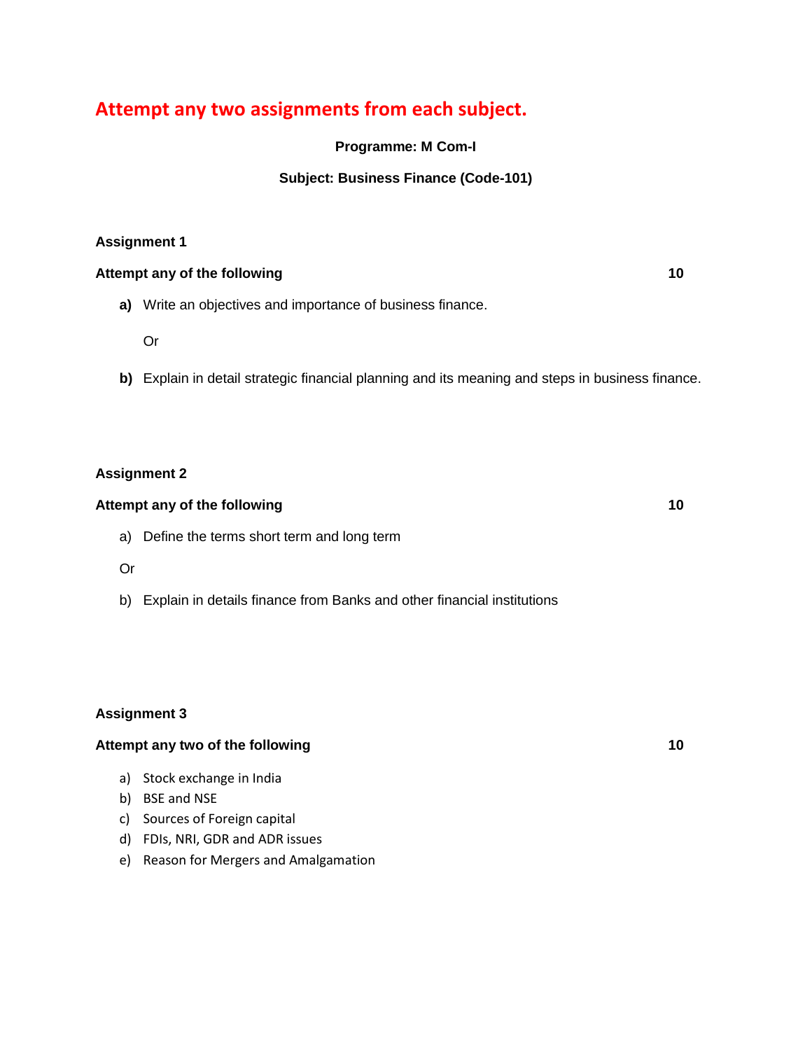# Attempt any two assignments from each subject.

**Programme: M Com-I**

**Subject: Business Finance (Code-101)**

**Assignment 1**

**Attempt any of the following** **10**

**a)** Write an objectives and importance of business finance.

Or

**b)** Explain in detail strategic financial planning and its meaning and steps in business finance.

**Assignment 2**

**Attempt any of the following** **10**

a) Define the terms short term and long term

Or

b) Explain in details finance from Banks and other financial institutions

**Assignment 3**

**Attempt any two of the following** **10**

a) Stock exchange in India
b) BSE and NSE
c) Sources of Foreign capital
d) FDIs, NRI, GDR and ADR issues
e) Reason for Mergers and Amalgamation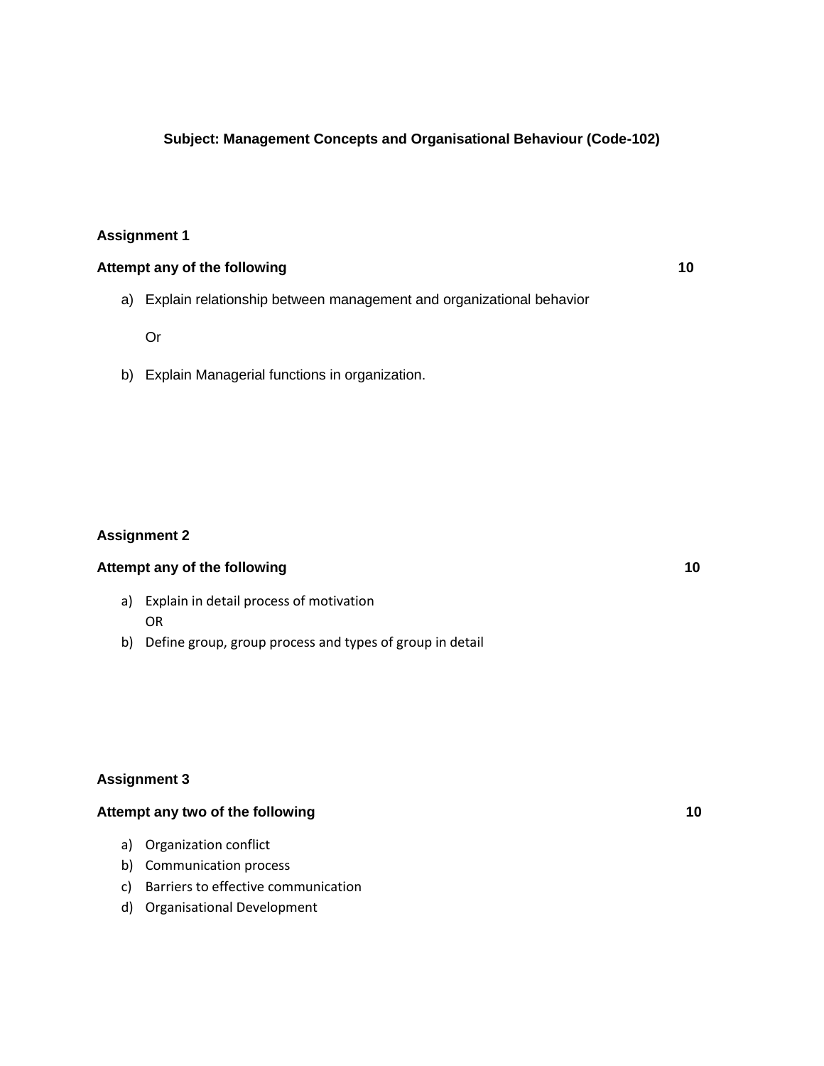**Subject: Management Concepts and Organisational Behaviour (Code-102)**

**Assignment 1**

**Attempt any of the following** **10**

a) Explain relationship between management and organizational behavior

Or

b) Explain Managerial functions in organization.

**Assignment 2**

**Attempt any of the following** **10**

a) Explain in detail process of motivation

OR

b) Define group, group process and types of group in detail

**Assignment 3**

**Attempt any two of the following** **10**

a) Organization conflict
b) Communication process
c) Barriers to effective communication
d) Organisational Development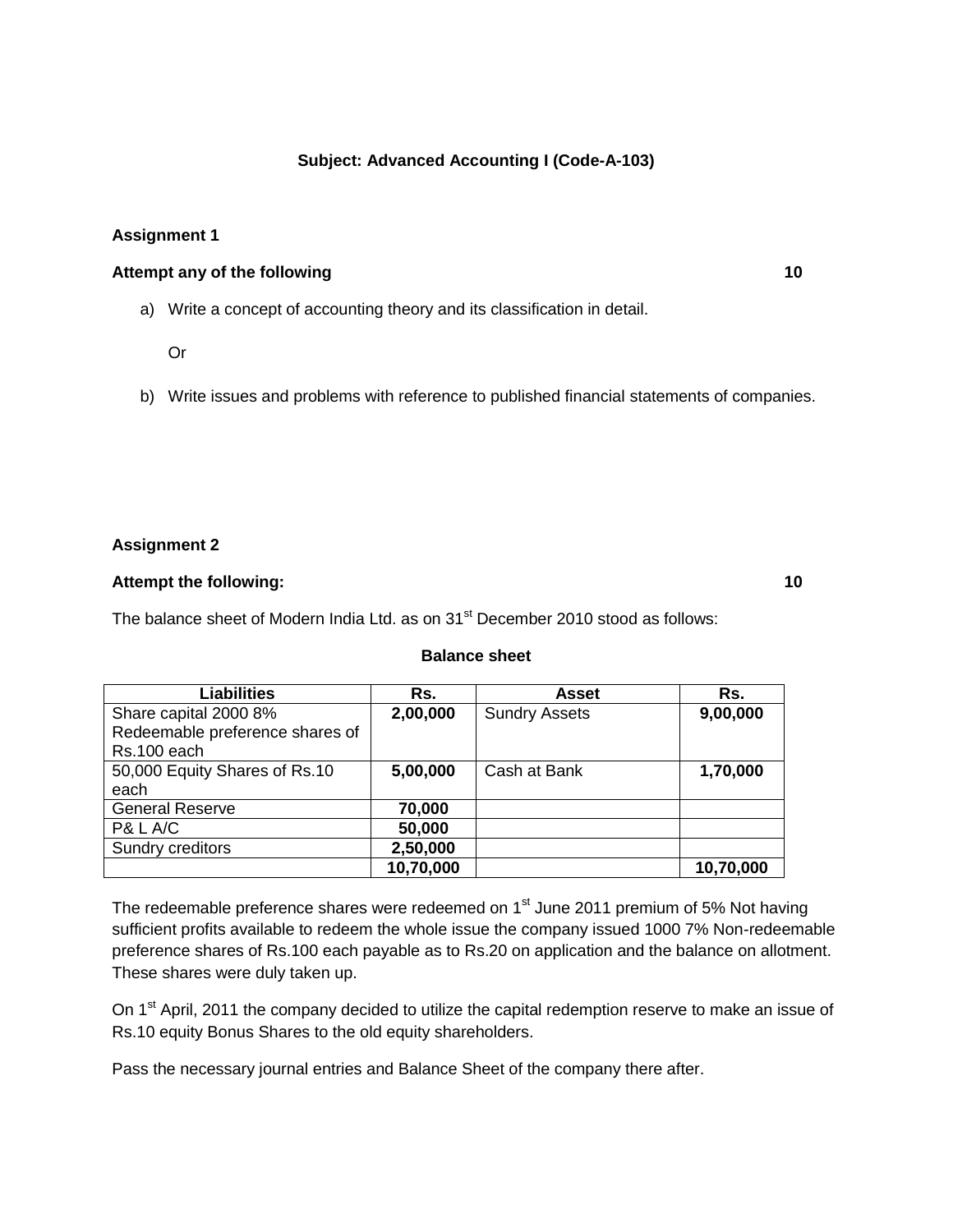**Subject: Advanced Accounting I (Code-A-103)**

**Assignment 1**

**Attempt any of the following** **10**

a) Write a concept of accounting theory and its classification in detail.

Or

b) Write issues and problems with reference to published financial statements of companies.

**Assignment 2**

**Attempt the following:** **10**

The balance sheet of Modern India Ltd. as on 31st December 2010 stood as follows:

**Balance sheet**

| Liabilities | Rs. | Asset | Rs. |
|---|---|---|---|
| Share capital 2000 8% Redeemable preference shares of Rs.100 each | **2,00,000** | Sundry Assets | **9,00,000** |
| 50,000 Equity Shares of Rs.10 each | **5,00,000** | Cash at Bank | **1,70,000** |
| General Reserve | **70,000** | | |
| P& L A/C | **50,000** | | |
| Sundry creditors | **2,50,000** | | |
| | **10,70,000** | | **10,70,000** |

The redeemable preference shares were redeemed on 1st June 2011 premium of 5% Not having sufficient profits available to redeem the whole issue the company issued 1000 7% Non-redeemable preference shares of Rs.100 each payable as to Rs.20 on application and the balance on allotment. These shares were duly taken up.

On 1st April, 2011 the company decided to utilize the capital redemption reserve to make an issue of Rs.10 equity Bonus Shares to the old equity shareholders.

Pass the necessary journal entries and Balance Sheet of the company there after.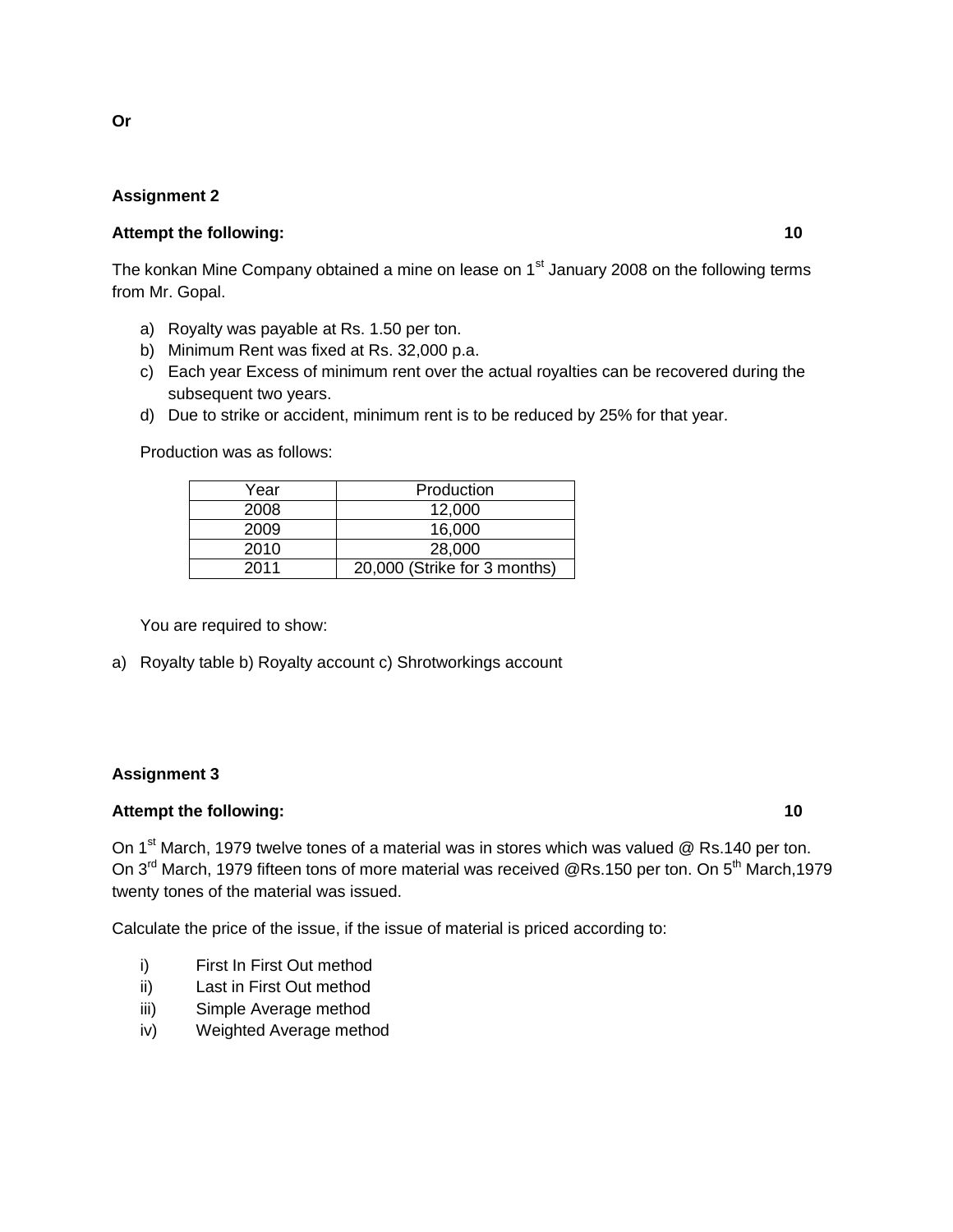**Or**

**Assignment 2**

**Attempt the following: 10**

The konkan Mine Company obtained a mine on lease on 1st January 2008 on the following terms from Mr. Gopal.

a) Royalty was payable at Rs. 1.50 per ton.
b) Minimum Rent was fixed at Rs. 32,000 p.a.
c) Each year Excess of minimum rent over the actual royalties can be recovered during the subsequent two years.
d) Due to strike or accident, minimum rent is to be reduced by 25% for that year.

Production was as follows:

| Year | Production |
|---|---|
| 2008 | 12,000 |
| 2009 | 16,000 |
| 2010 | 28,000 |
| 2011 | 20,000 (Strike for 3 months) |

You are required to show:

a) Royalty table b) Royalty account c) Shrotworkings account

**Assignment 3**

**Attempt the following: 10**

On 1st March, 1979 twelve tones of a material was in stores which was valued @ Rs.140 per ton. On 3rd March, 1979 fifteen tons of more material was received @Rs.150 per ton. On 5th March,1979 twenty tones of the material was issued.

Calculate the price of the issue, if the issue of material is priced according to:

i) First In First Out method
ii) Last in First Out method
iii) Simple Average method
iv) Weighted Average method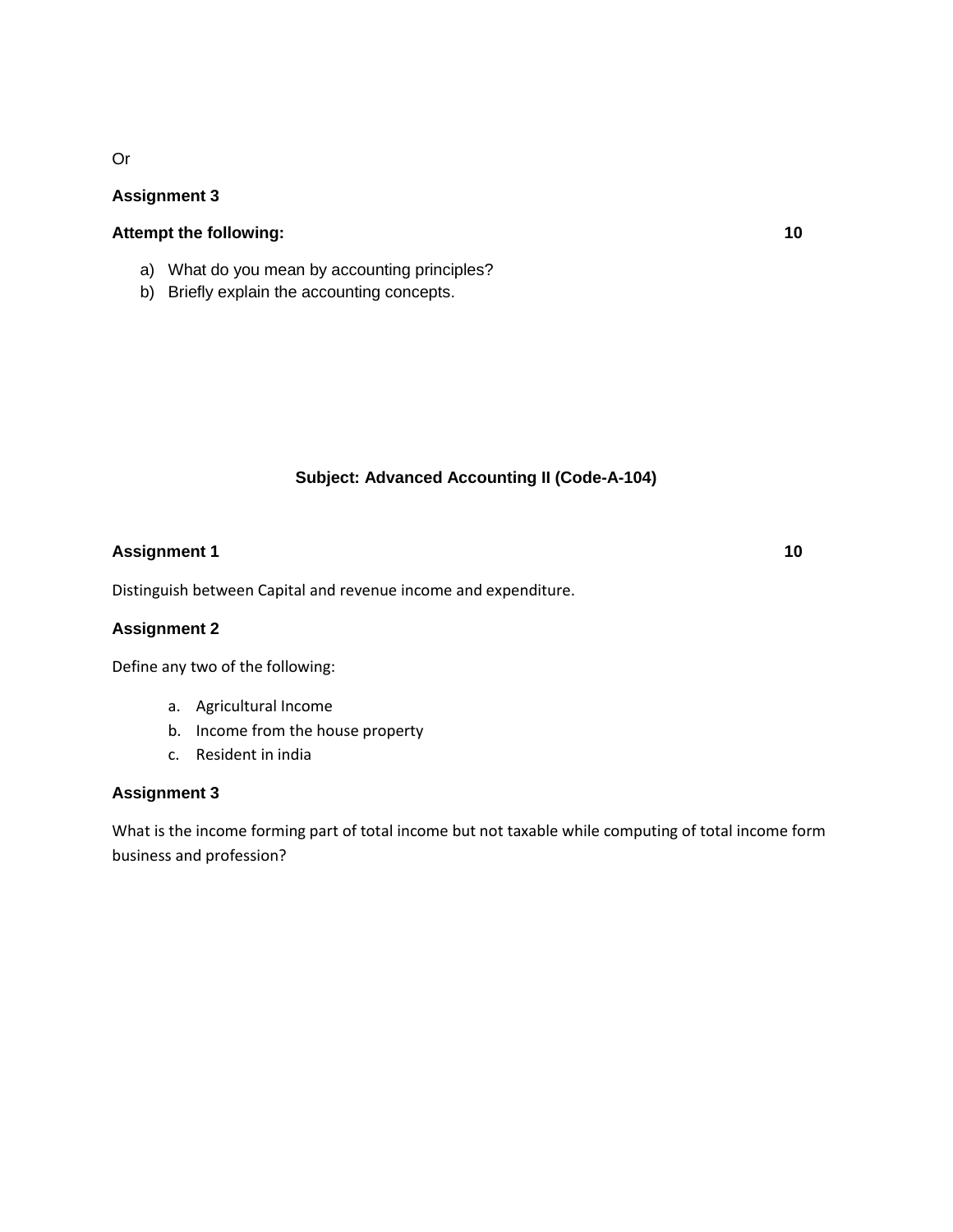Or

**Assignment 3**

**Attempt the following:** **10**

a) What do you mean by accounting principles?
b) Briefly explain the accounting concepts.

## Subject: Advanced Accounting II (Code-A-104)

**Assignment 1** **10**

Distinguish between Capital and revenue income and expenditure.

**Assignment 2**

Define any two of the following:

a. Agricultural Income
b. Income from the house property
c. Resident in india

**Assignment 3**

What is the income forming part of total income but not taxable while computing of total income form business and profession?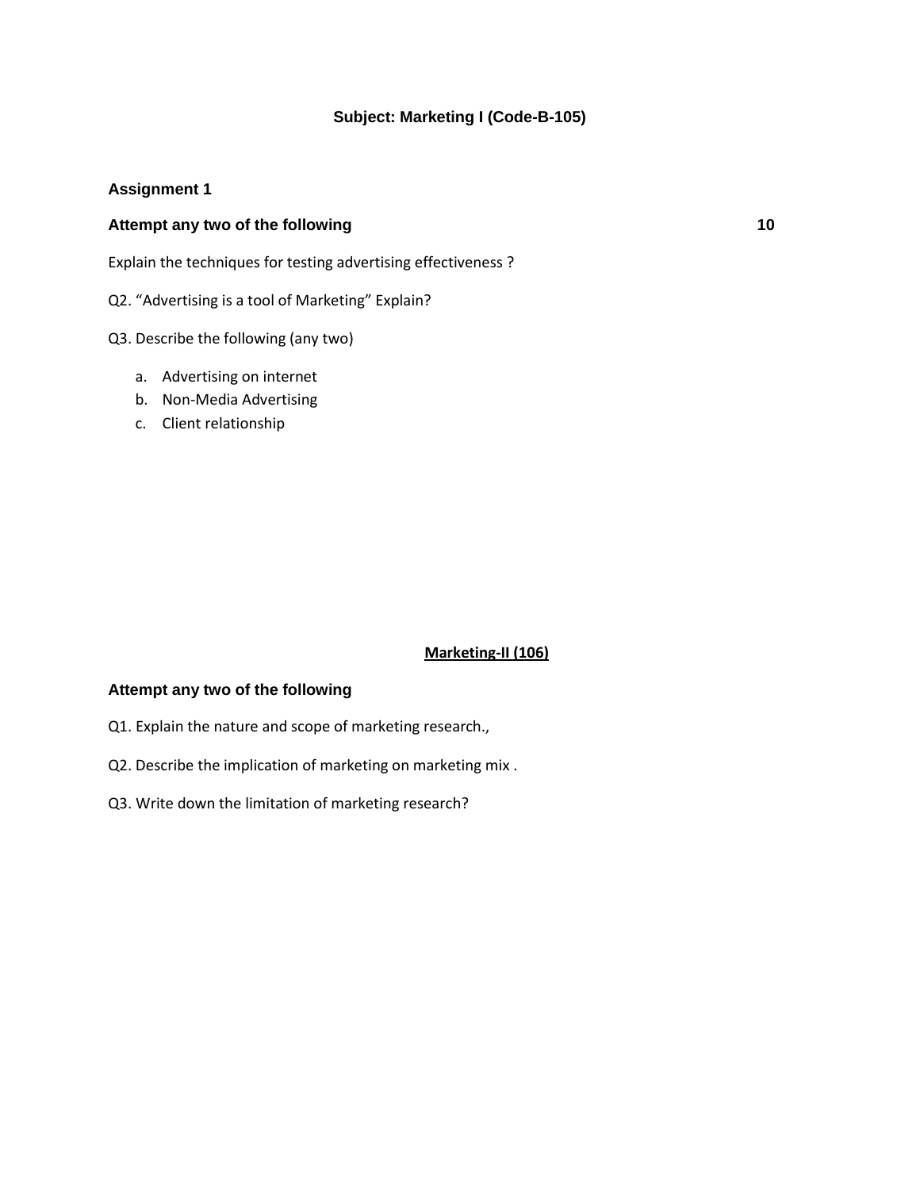## Subject: Marketing I (Code-B-105)

### Assignment 1

**Attempt any two of the following** **10**

Explain the techniques for testing advertising effectiveness ?

Q2. “Advertising is a tool of Marketing” Explain?

Q3. Describe the following (any two)

a. Advertising on internet
b. Non-Media Advertising
c. Client relationship

## Marketing-II (106)

**Attempt any two of the following**

Q1. Explain the nature and scope of marketing research.,

Q2. Describe the implication of marketing on marketing mix .

Q3. Write down the limitation of marketing research?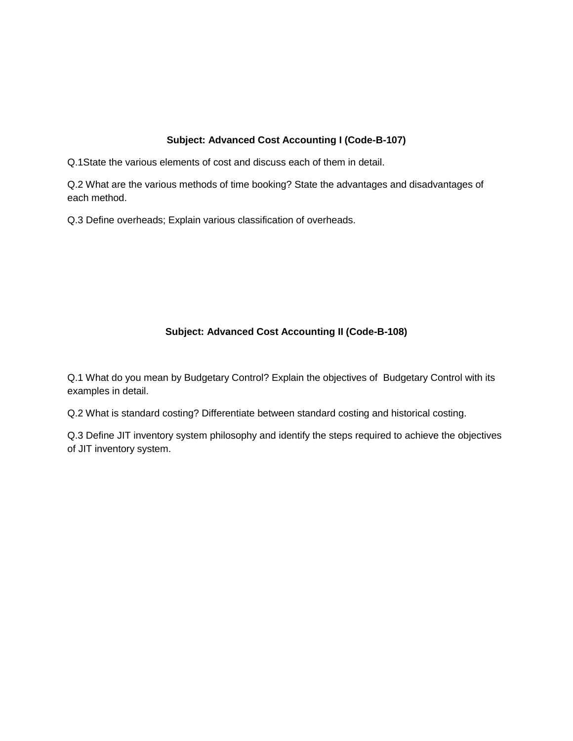**Subject: Advanced Cost Accounting I (Code-B-107)**

Q.1State the various elements of cost and discuss each of them in detail.

Q.2 What are the various methods of time booking? State the advantages and disadvantages of each method.

Q.3 Define overheads; Explain various classification of overheads.

**Subject: Advanced Cost Accounting II (Code-B-108)**

Q.1 What do you mean by Budgetary Control? Explain the objectives of Budgetary Control with its examples in detail.

Q.2 What is standard costing? Differentiate between standard costing and historical costing.

Q.3 Define JIT inventory system philosophy and identify the steps required to achieve the objectives of JIT inventory system.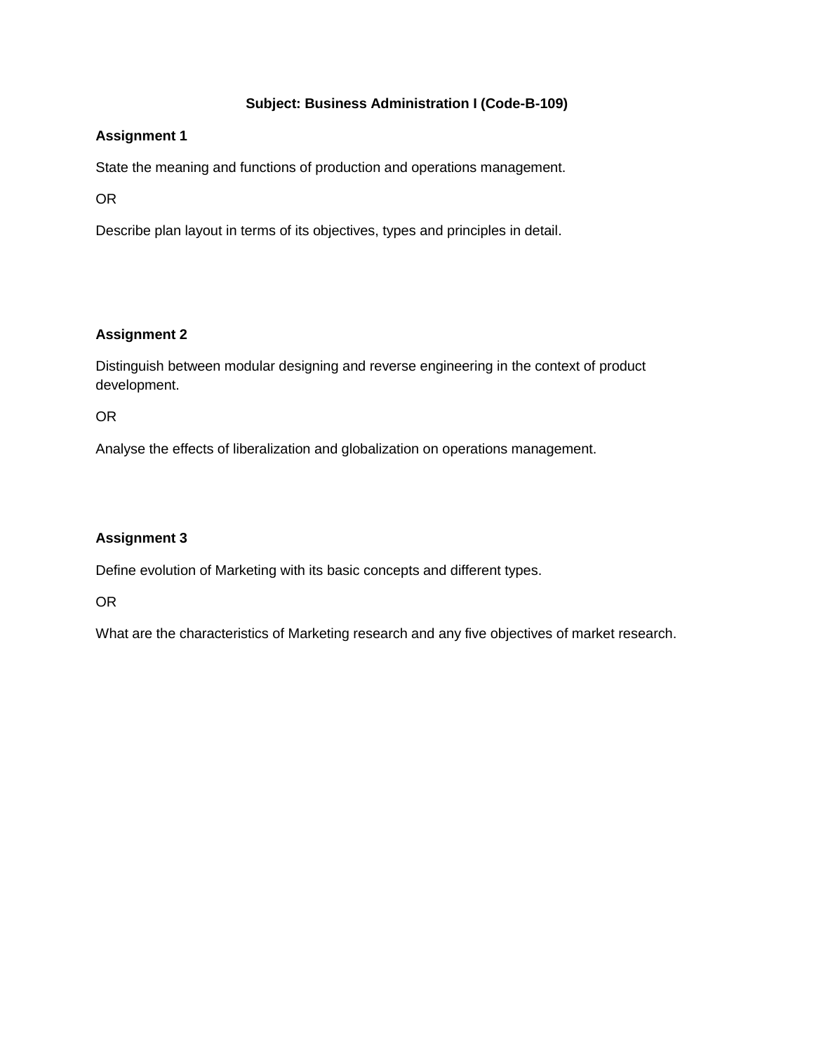**Subject: Business Administration I (Code-B-109)**

**Assignment 1**

State the meaning and functions of production and operations management.

OR

Describe plan layout in terms of its objectives, types and principles in detail.

**Assignment 2**

Distinguish between modular designing and reverse engineering in the context of product development.

OR

Analyse the effects of liberalization and globalization on operations management.

**Assignment 3**

Define evolution of Marketing with its basic concepts and different types.

OR

What are the characteristics of Marketing research and any five objectives of market research.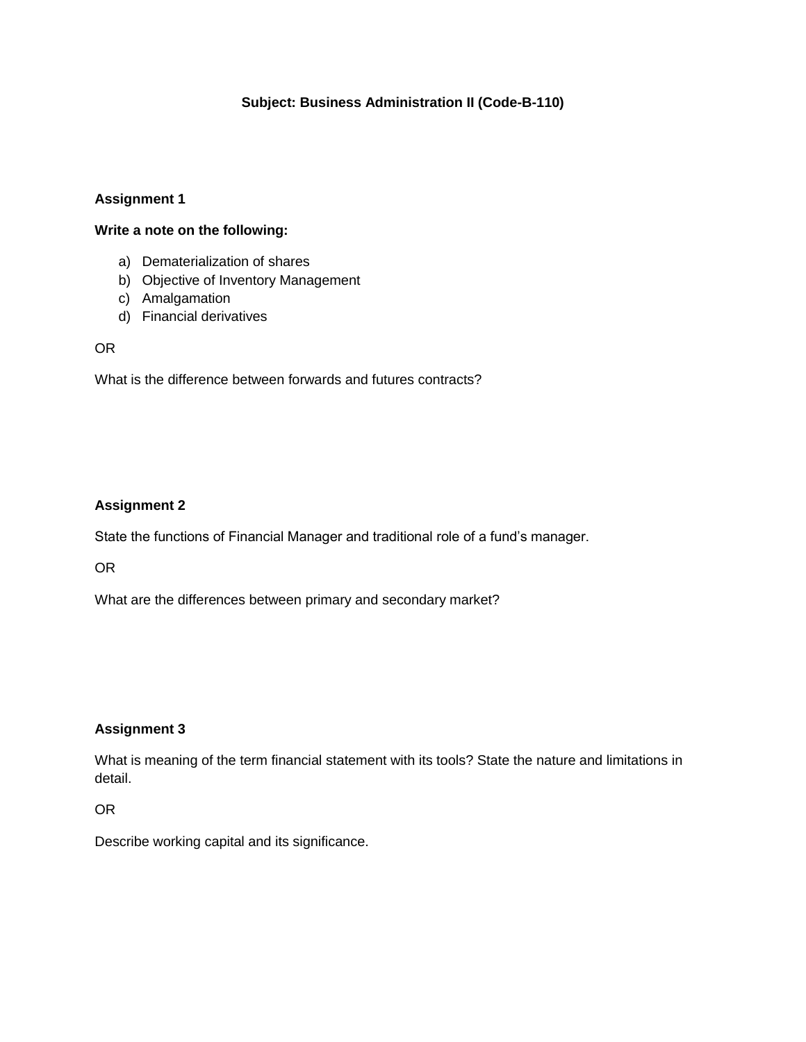**Subject: Business Administration II (Code-B-110)**

**Assignment 1**

**Write a note on the following:**

a) Dematerialization of shares
b) Objective of Inventory Management
c) Amalgamation
d) Financial derivatives

OR

What is the difference between forwards and futures contracts?

**Assignment 2**

State the functions of Financial Manager and traditional role of a fund's manager.

OR

What are the differences between primary and secondary market?

**Assignment 3**

What is meaning of the term financial statement with its tools? State the nature and limitations in detail.

OR

Describe working capital and its significance.